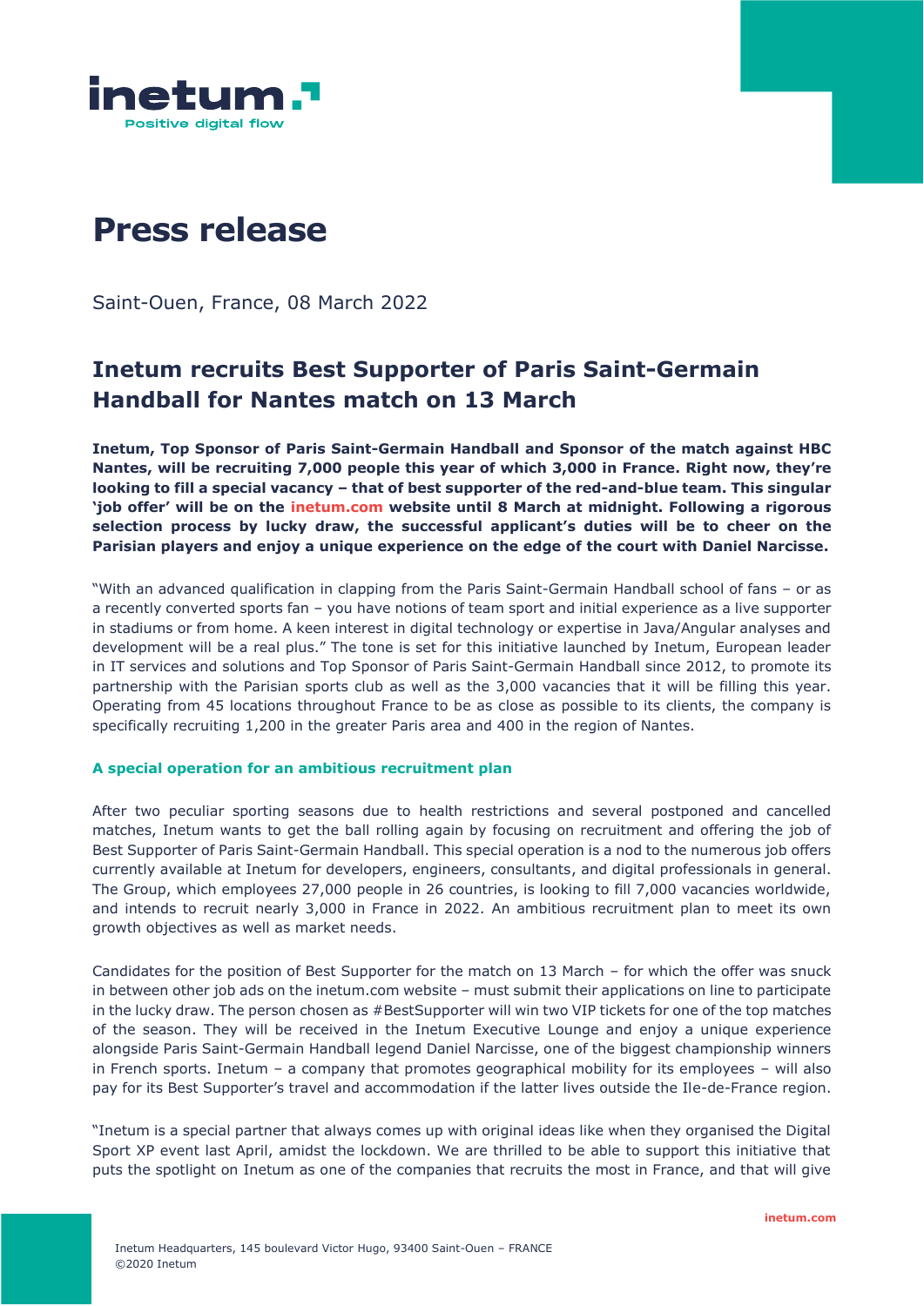# Press release

Saint-Ouen, France, 08 March 2022

## Inetum recruits Best Supporter of Paris Saint-Germain Handball for Nantes match on 13 March

**Inetum, Top Sponsor of Paris Saint-Germain Handball and Sponsor of the match against HBC Nantes, will be recruiting 7,000 people this year of which 3,000 in France. Right now, they're looking to fill a special vacancy – that of best supporter of the red-and-blue team. This singular 'job offer' will be on the inetum.com website until 8 March at midnight. Following a rigorous selection process by lucky draw, the successful applicant's duties will be to cheer on the Parisian players and enjoy a unique experience on the edge of the court with Daniel Narcisse.**

"With an advanced qualification in clapping from the Paris Saint-Germain Handball school of fans – or as a recently converted sports fan – you have notions of team sport and initial experience as a live supporter in stadiums or from home. A keen interest in digital technology or expertise in Java/Angular analyses and development will be a real plus." The tone is set for this initiative launched by Inetum, European leader in IT services and solutions and Top Sponsor of Paris Saint-Germain Handball since 2012, to promote its partnership with the Parisian sports club as well as the 3,000 vacancies that it will be filling this year. Operating from 45 locations throughout France to be as close as possible to its clients, the company is specifically recruiting 1,200 in the greater Paris area and 400 in the region of Nantes.

### A special operation for an ambitious recruitment plan

After two peculiar sporting seasons due to health restrictions and several postponed and cancelled matches, Inetum wants to get the ball rolling again by focusing on recruitment and offering the job of Best Supporter of Paris Saint-Germain Handball. This special operation is a nod to the numerous job offers currently available at Inetum for developers, engineers, consultants, and digital professionals in general. The Group, which employees 27,000 people in 26 countries, is looking to fill 7,000 vacancies worldwide, and intends to recruit nearly 3,000 in France in 2022. An ambitious recruitment plan to meet its own growth objectives as well as market needs.

Candidates for the position of Best Supporter for the match on 13 March – for which the offer was snuck in between other job ads on the inetum.com website – must submit their applications on line to participate in the lucky draw. The person chosen as #BestSupporter will win two VIP tickets for one of the top matches of the season. They will be received in the Inetum Executive Lounge and enjoy a unique experience alongside Paris Saint-Germain Handball legend Daniel Narcisse, one of the biggest championship winners in French sports. Inetum – a company that promotes geographical mobility for its employees – will also pay for its Best Supporter's travel and accommodation if the latter lives outside the Ile-de-France region.

"Inetum is a special partner that always comes up with original ideas like when they organised the Digital Sport XP event last April, amidst the lockdown. We are thrilled to be able to support this initiative that puts the spotlight on Inetum as one of the companies that recruits the most in France, and that will give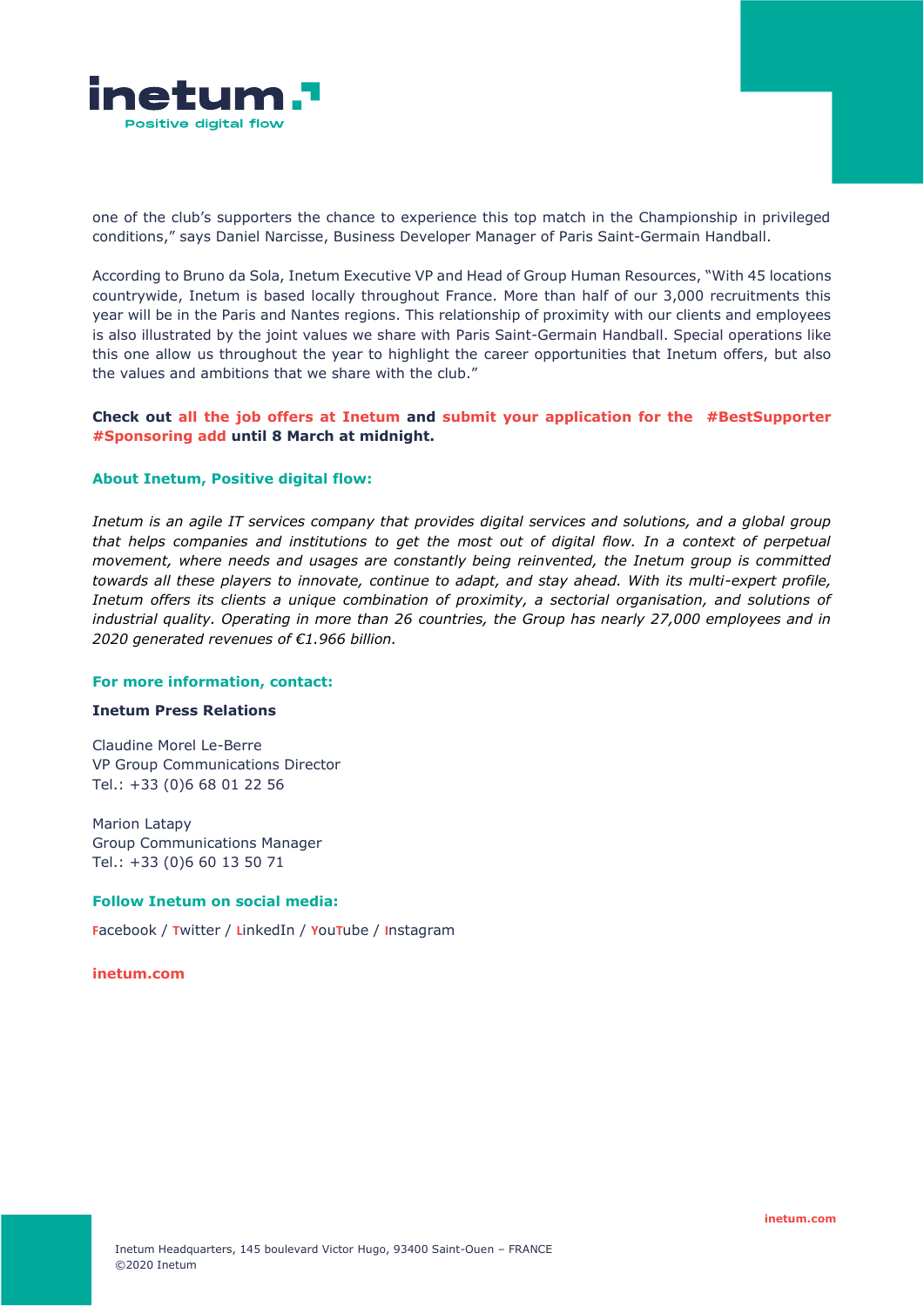one of the club's supporters the chance to experience this top match in the Championship in privileged conditions," says Daniel Narcisse, Business Developer Manager of Paris Saint-Germain Handball.

According to Bruno da Sola, Inetum Executive VP and Head of Group Human Resources, "With 45 locations countrywide, Inetum is based locally throughout France. More than half of our 3,000 recruitments this year will be in the Paris and Nantes regions. This relationship of proximity with our clients and employees is also illustrated by the joint values we share with Paris Saint-Germain Handball. Special operations like this one allow us throughout the year to highlight the career opportunities that Inetum offers, but also the values and ambitions that we share with the club."

**Check out all the job offers at Inetum and submit your application for the #BestSupporter #Sponsoring add until 8 March at midnight.**

**About Inetum, Positive digital flow:**

*Inetum is an agile IT services company that provides digital services and solutions, and a global group that helps companies and institutions to get the most out of digital flow. In a context of perpetual movement, where needs and usages are constantly being reinvented, the Inetum group is committed towards all these players to innovate, continue to adapt, and stay ahead. With its multi-expert profile, Inetum offers its clients a unique combination of proximity, a sectorial organisation, and solutions of industrial quality. Operating in more than 26 countries, the Group has nearly 27,000 employees and in 2020 generated revenues of €1.966 billion.*

**For more information, contact:**

**Inetum Press Relations**

Claudine Morel Le-Berre
VP Group Communications Director
Tel.: +33 (0)6 68 01 22 56

Marion Latapy
Group Communications Manager
Tel.: +33 (0)6 60 13 50 71

**Follow Inetum on social media:**

Facebook / Twitter / LinkedIn / YouTube / Instagram

**inetum.com**

Inetum Headquarters, 145 boulevard Victor Hugo, 93400 Saint-Ouen – FRANCE
©2020 Inetum